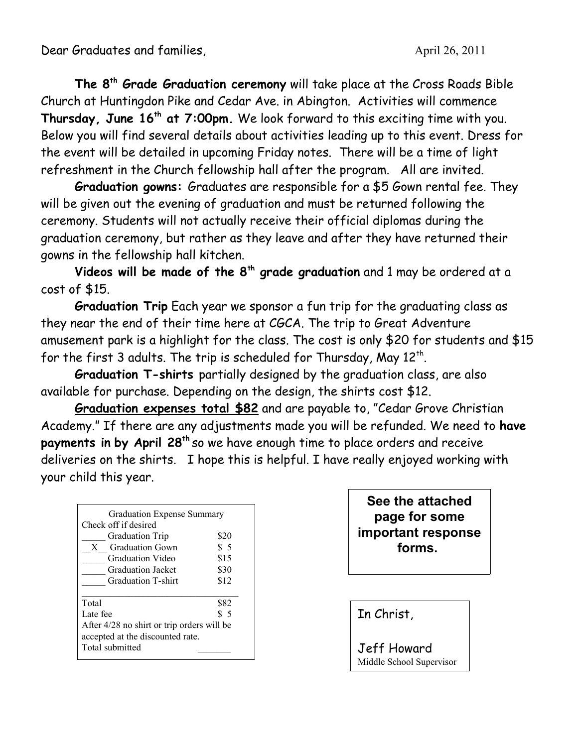Dear Graduates and families, April 26, 2011

**The 8th Grade Graduation ceremony** will take place at the Cross Roads Bible Church at Huntingdon Pike and Cedar Ave. in Abington. Activities will commence **Thursday, June 16th at 7:00pm.** We look forward to this exciting time with you. Below you will find several details about activities leading up to this event. Dress for the event will be detailed in upcoming Friday notes. There will be a time of light refreshment in the Church fellowship hall after the program. All are invited.

**Graduation gowns:** Graduates are responsible for a $5 Gown rental fee. They will be given out the evening of graduation and must be returned following the ceremony. Students will not actually receive their official diplomas during the graduation ceremony, but rather as they leave and after they have returned their gowns in the fellowship hall kitchen.

**Videos will be made of the 8th grade graduation** and 1 may be ordered at a cost of $15.

**Graduation Trip** Each year we sponsor a fun trip for the graduating class as they near the end of their time here at CGCA. The trip to Great Adventure amusement park is a highlight for the class. The cost is only $20 for students and $15 for the first 3 adults. The trip is scheduled for Thursday, May 12th.

**Graduation T-shirts** partially designed by the graduation class, are also available for purchase. Depending on the design, the shirts cost $12.

**<u>Graduation expenses total $82</u>** and are payable to, "Cedar Grove Christian Academy." If there are any adjustments made you will be refunded. We need to **have payments in by April 28th** so we have enough time to place orders and receive deliveries on the shirts. I hope this is helpful. I have really enjoyed working with your child this year.

**Graduation Expense Summary**

Check off if desired

| Check | Item | Cost |
|---|---|---|
| _____ | Graduation Trip | $20 |
| __X__ | Graduation Gown | $ 5 |
| _____ | Graduation Video | $15 |
| _____ | Graduation Jacket | $30 |
| _____ | Graduation T-shirt | $12 |
| | Total | $82 |
| | Late fee | $ 5 |

After 4/28 no shirt or trip orders will be accepted at the discounted rate.

Total submitted _______

**See the attached page for some important response forms.**

In Christ,

Jeff Howard
Middle School Supervisor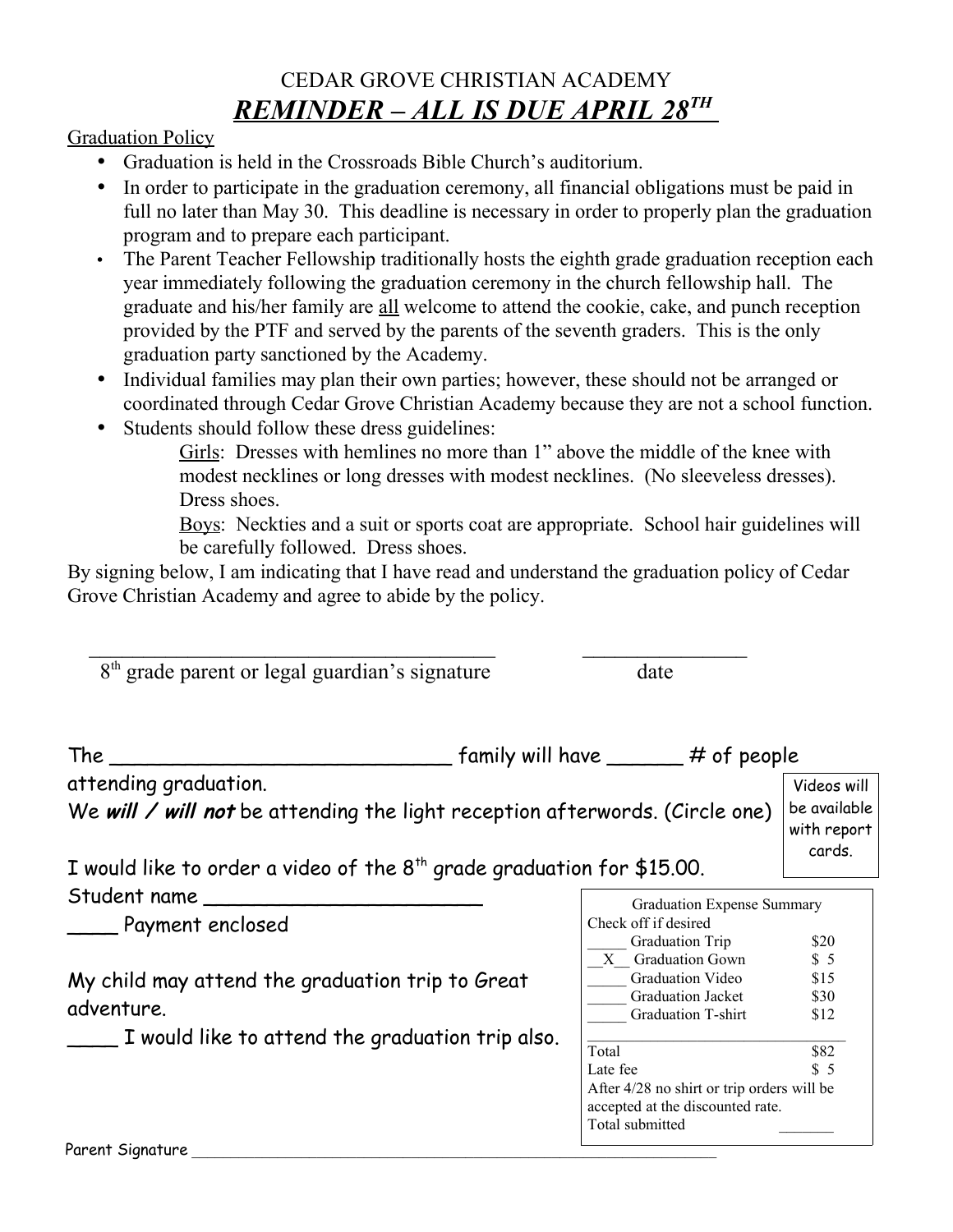CEDAR GROVE CHRISTIAN ACADEMY

# *REMINDER – ALL IS DUE APRIL 28TH*

Graduation Policy

- Graduation is held in the Crossroads Bible Church's auditorium.
- In order to participate in the graduation ceremony, all financial obligations must be paid in full no later than May 30. This deadline is necessary in order to properly plan the graduation program and to prepare each participant.
- The Parent Teacher Fellowship traditionally hosts the eighth grade graduation reception each year immediately following the graduation ceremony in the church fellowship hall. The graduate and his/her family are all welcome to attend the cookie, cake, and punch reception provided by the PTF and served by the parents of the seventh graders. This is the only graduation party sanctioned by the Academy.
- Individual families may plan their own parties; however, these should not be arranged or coordinated through Cedar Grove Christian Academy because they are not a school function.
- Students should follow these dress guidelines:
  - Girls: Dresses with hemlines no more than 1" above the middle of the knee with modest necklines or long dresses with modest necklines. (No sleeveless dresses). Dress shoes.
  - Boys: Neckties and a suit or sports coat are appropriate. School hair guidelines will be carefully followed. Dress shoes.

By signing below, I am indicating that I have read and understand the graduation policy of Cedar Grove Christian Academy and agree to abide by the policy.

_______________________________________ ________________

8th grade parent or legal guardian's signature date

The ____________________________ family will have ______ # of people attending graduation.

We ***will / will not*** be attending the light reception afterwords. (Circle one)

Videos will be available with report cards.

I would like to order a video of the 8th grade graduation for $15.00.

Student name _______________________

____ Payment enclosed

My child may attend the graduation trip to Great adventure.

____ I would like to attend the graduation trip also.

Graduation Expense Summary

Check off if desired

| | | |
|---|---|---|
| _____ | Graduation Trip | $20 |
| __X__ | Graduation Gown | $ 5 |
| _____ | Graduation Video | $15 |
| _____ | Graduation Jacket | $30 |
| _____ | Graduation T-shirt | $12 |
| | Total | $82 |
| | Late fee | $ 5 |

After 4/28 no shirt or trip orders will be accepted at the discounted rate.

Total submitted _______

Parent Signature ________________________________________________________________